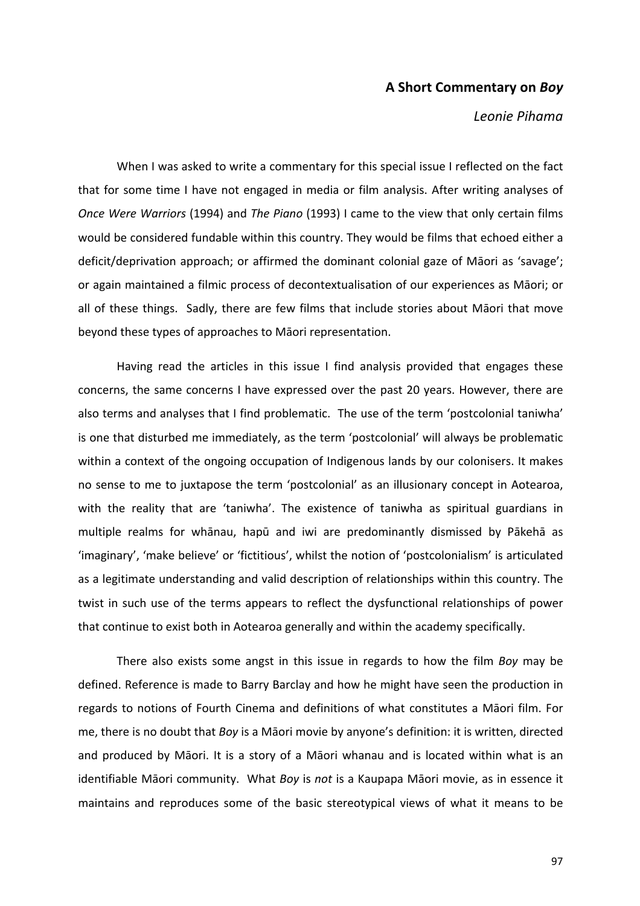## A Short Commentary on *Boy*

*Leonie Pihama*

When I was asked to write a commentary for this special issue I reflected on the fact that for some time I have not engaged in media or film analysis. After writing analyses of *Once Were Warriors* (1994) and *The Piano* (1993) I came to the view that only certain films would be considered fundable within this country. They would be films that echoed either a deficit/deprivation approach; or affirmed the dominant colonial gaze of Māori as 'savage'; or again maintained a filmic process of decontextualisation of our experiences as Māori; or all of these things. Sadly, there are few films that include stories about Māori that move beyond these types of approaches to Māori representation.

Having read the articles in this issue I find analysis provided that engages these concerns, the same concerns I have expressed over the past 20 years. However, there are also terms and analyses that I find problematic. The use of the term 'postcolonial taniwha' is one that disturbed me immediately, as the term 'postcolonial' will always be problematic within a context of the ongoing occupation of Indigenous lands by our colonisers. It makes no sense to me to juxtapose the term 'postcolonial' as an illusionary concept in Aotearoa, with the reality that are 'taniwha'. The existence of taniwha as spiritual guardians in multiple realms for whānau, hapū and iwi are predominantly dismissed by Pākehā as 'imaginary', 'make believe' or 'fictitious', whilst the notion of 'postcolonialism' is articulated as a legitimate understanding and valid description of relationships within this country. The twist in such use of the terms appears to reflect the dysfunctional relationships of power that continue to exist both in Aotearoa generally and within the academy specifically.

There also exists some angst in this issue in regards to how the film *Boy* may be defined. Reference is made to Barry Barclay and how he might have seen the production in regards to notions of Fourth Cinema and definitions of what constitutes a Māori film. For me, there is no doubt that *Boy* is a Māori movie by anyone's definition: it is written, directed and produced by Māori. It is a story of a Māori whanau and is located within what is an identifiable Māori community. What *Boy* is *not* is a Kaupapa Māori movie, as in essence it maintains and reproduces some of the basic stereotypical views of what it means to be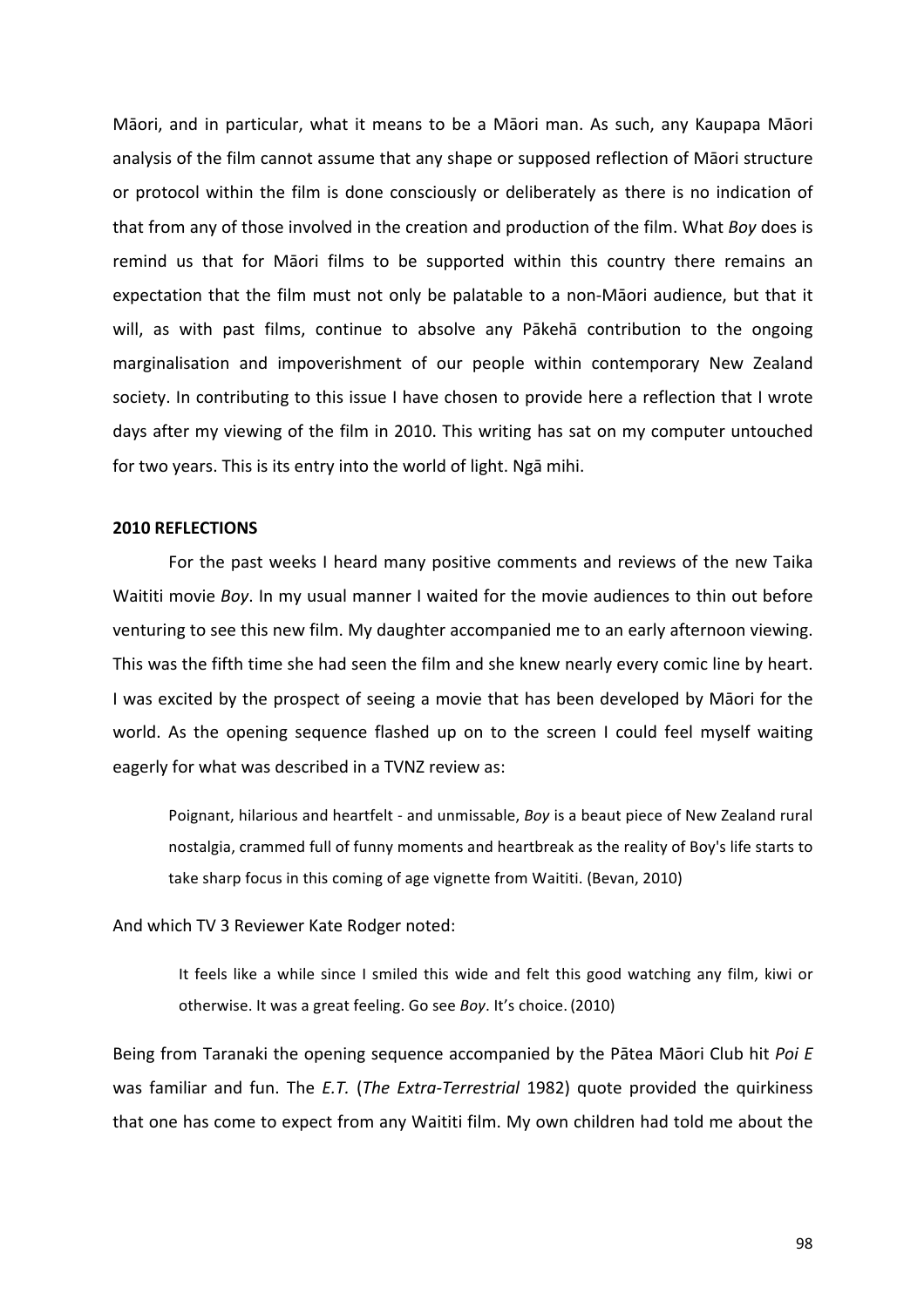Māori, and in particular, what it means to be a Māori man. As such, any Kaupapa Māori analysis of the film cannot assume that any shape or supposed reflection of Māori structure or protocol within the film is done consciously or deliberately as there is no indication of that from any of those involved in the creation and production of the film. What *Boy* does is remind us that for Māori films to be supported within this country there remains an expectation that the film must not only be palatable to a non-Māori audience, but that it will, as with past films, continue to absolve any Pākehā contribution to the ongoing marginalisation and impoverishment of our people within contemporary New Zealand society. In contributing to this issue I have chosen to provide here a reflection that I wrote days after my viewing of the film in 2010. This writing has sat on my computer untouched for two years. This is its entry into the world of light. Ngā mihi.

**2010 REFLECTIONS**

For the past weeks I heard many positive comments and reviews of the new Taika Waititi movie *Boy*. In my usual manner I waited for the movie audiences to thin out before venturing to see this new film. My daughter accompanied me to an early afternoon viewing. This was the fifth time she had seen the film and she knew nearly every comic line by heart. I was excited by the prospect of seeing a movie that has been developed by Māori for the world. As the opening sequence flashed up on to the screen I could feel myself waiting eagerly for what was described in a TVNZ review as:

> Poignant, hilarious and heartfelt - and unmissable, *Boy* is a beaut piece of New Zealand rural nostalgia, crammed full of funny moments and heartbreak as the reality of Boy's life starts to take sharp focus in this coming of age vignette from Waititi. (Bevan, 2010)

And which TV 3 Reviewer Kate Rodger noted:

> It feels like a while since I smiled this wide and felt this good watching any film, kiwi or otherwise. It was a great feeling. Go see *Boy*. It's choice. (2010)

Being from Taranaki the opening sequence accompanied by the Pātea Māori Club hit *Poi E* was familiar and fun. The *E.T.* (*The Extra-Terrestrial* 1982) quote provided the quirkiness that one has come to expect from any Waititi film. My own children had told me about the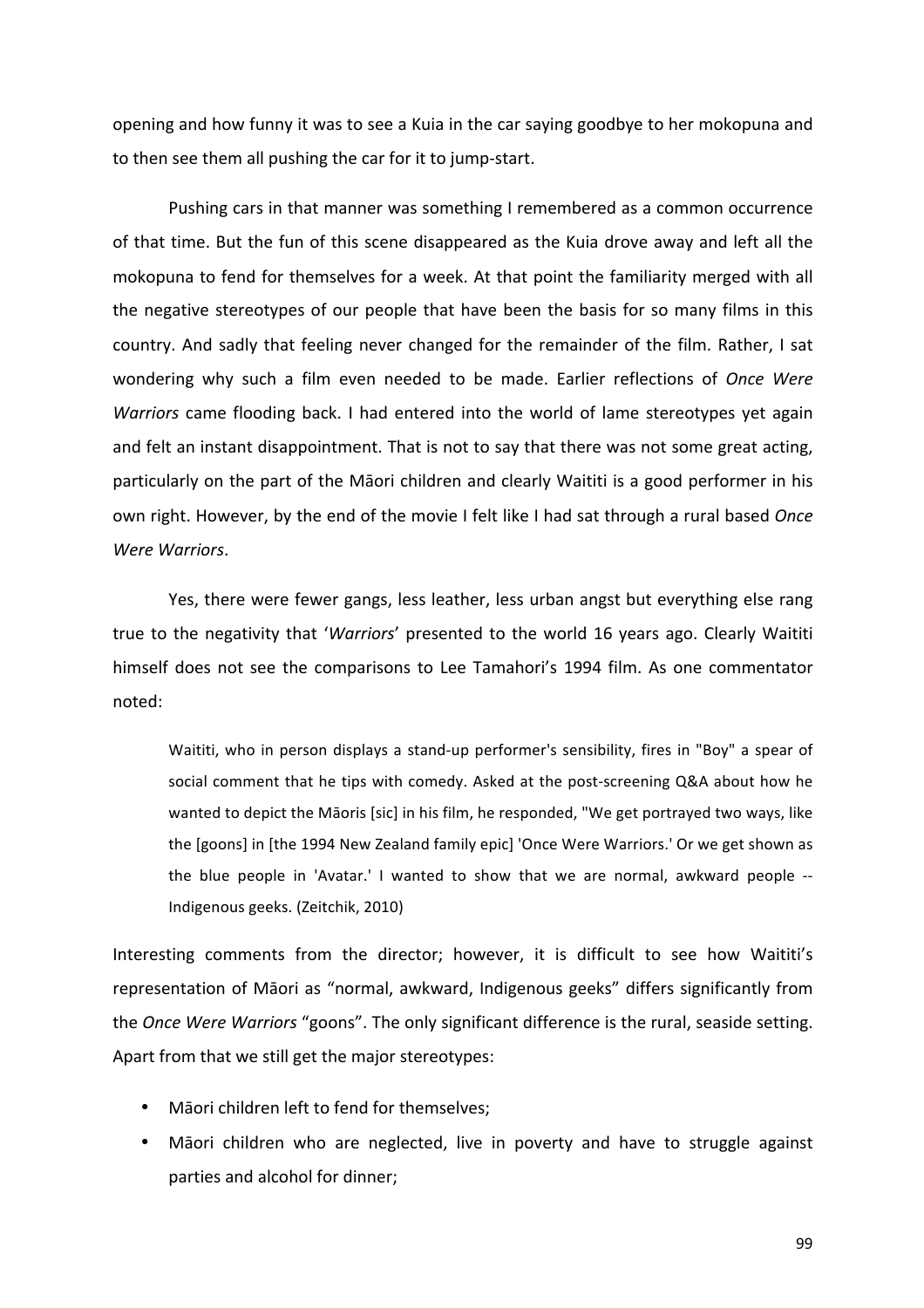opening and how funny it was to see a Kuia in the car saying goodbye to her mokopuna and to then see them all pushing the car for it to jump-start.

Pushing cars in that manner was something I remembered as a common occurrence of that time. But the fun of this scene disappeared as the Kuia drove away and left all the mokopuna to fend for themselves for a week. At that point the familiarity merged with all the negative stereotypes of our people that have been the basis for so many films in this country. And sadly that feeling never changed for the remainder of the film. Rather, I sat wondering why such a film even needed to be made. Earlier reflections of *Once Were Warriors* came flooding back. I had entered into the world of lame stereotypes yet again and felt an instant disappointment. That is not to say that there was not some great acting, particularly on the part of the Māori children and clearly Waititi is a good performer in his own right. However, by the end of the movie I felt like I had sat through a rural based *Once Were Warriors*.

Yes, there were fewer gangs, less leather, less urban angst but everything else rang true to the negativity that '*Warriors*' presented to the world 16 years ago. Clearly Waititi himself does not see the comparisons to Lee Tamahori's 1994 film. As one commentator noted:

> Waititi, who in person displays a stand-up performer's sensibility, fires in "Boy" a spear of social comment that he tips with comedy. Asked at the post-screening Q&A about how he wanted to depict the Māoris [sic] in his film, he responded, "We get portrayed two ways, like the [goons] in [the 1994 New Zealand family epic] 'Once Were Warriors.' Or we get shown as the blue people in 'Avatar.' I wanted to show that we are normal, awkward people -- Indigenous geeks. (Zeitchik, 2010)

Interesting comments from the director; however, it is difficult to see how Waititi's representation of Māori as "normal, awkward, Indigenous geeks" differs significantly from the *Once Were Warriors* "goons". The only significant difference is the rural, seaside setting. Apart from that we still get the major stereotypes:

- Māori children left to fend for themselves;
- Māori children who are neglected, live in poverty and have to struggle against parties and alcohol for dinner;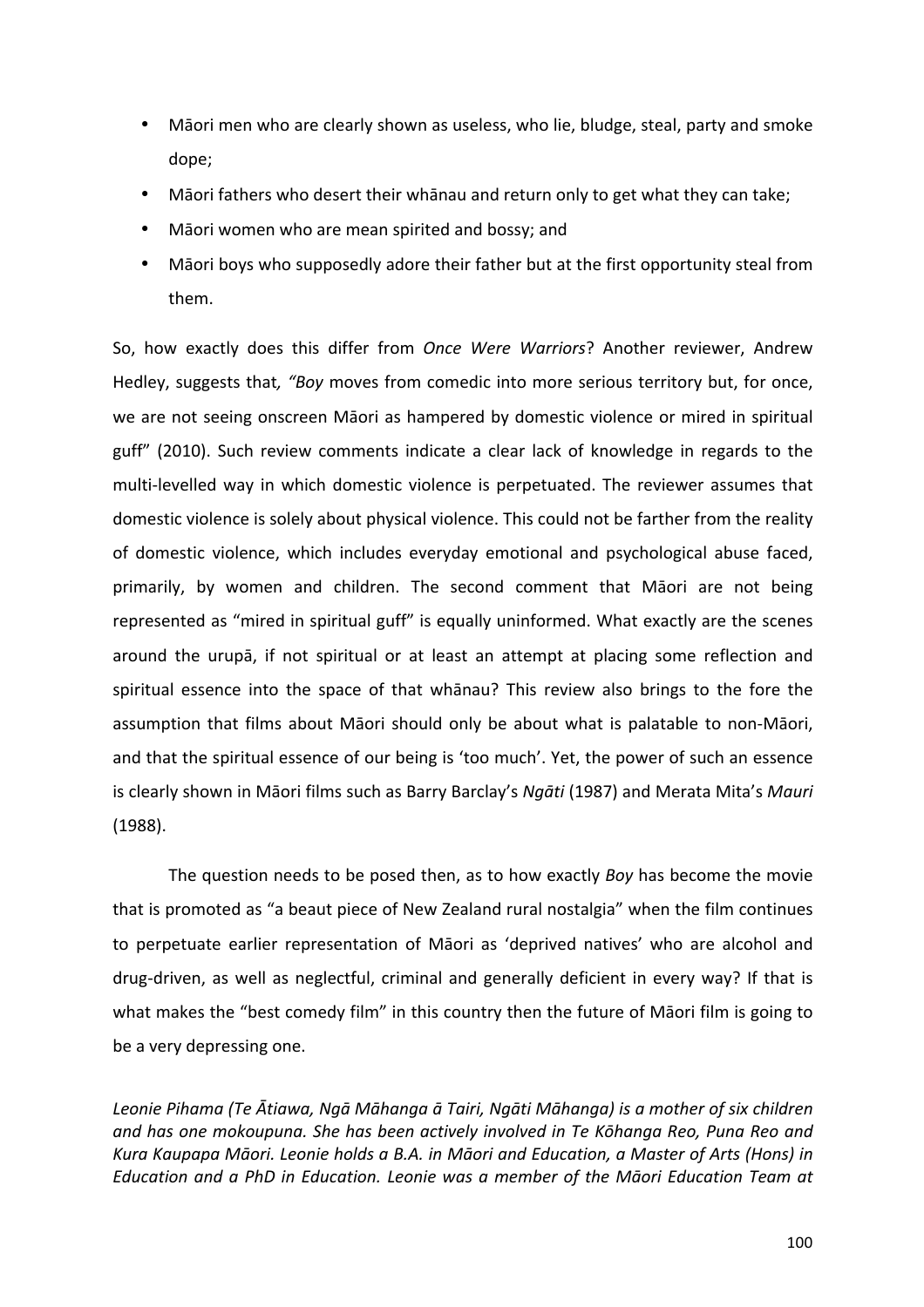- Māori men who are clearly shown as useless, who lie, bludge, steal, party and smoke dope;
- Māori fathers who desert their whānau and return only to get what they can take;
- Māori women who are mean spirited and bossy; and
- Māori boys who supposedly adore their father but at the first opportunity steal from them.

So, how exactly does this differ from *Once Were Warriors*? Another reviewer, Andrew Hedley, suggests that, "*Boy* moves from comedic into more serious territory but, for once, we are not seeing onscreen Māori as hampered by domestic violence or mired in spiritual guff" (2010). Such review comments indicate a clear lack of knowledge in regards to the multi-levelled way in which domestic violence is perpetuated. The reviewer assumes that domestic violence is solely about physical violence. This could not be farther from the reality of domestic violence, which includes everyday emotional and psychological abuse faced, primarily, by women and children. The second comment that Māori are not being represented as "mired in spiritual guff" is equally uninformed. What exactly are the scenes around the urupā, if not spiritual or at least an attempt at placing some reflection and spiritual essence into the space of that whānau? This review also brings to the fore the assumption that films about Māori should only be about what is palatable to non-Māori, and that the spiritual essence of our being is 'too much'. Yet, the power of such an essence is clearly shown in Māori films such as Barry Barclay's *Ngāti* (1987) and Merata Mita's *Mauri* (1988).

The question needs to be posed then, as to how exactly *Boy* has become the movie that is promoted as "a beaut piece of New Zealand rural nostalgia" when the film continues to perpetuate earlier representation of Māori as 'deprived natives' who are alcohol and drug-driven, as well as neglectful, criminal and generally deficient in every way? If that is what makes the "best comedy film" in this country then the future of Māori film is going to be a very depressing one.

*Leonie Pihama (Te Ātiawa, Ngā Māhanga ā Tairi, Ngāti Māhanga) is a mother of six children and has one mokoupuna. She has been actively involved in Te Kōhanga Reo, Puna Reo and Kura Kaupapa Māori. Leonie holds a B.A. in Māori and Education, a Master of Arts (Hons) in Education and a PhD in Education. Leonie was a member of the Māori Education Team at*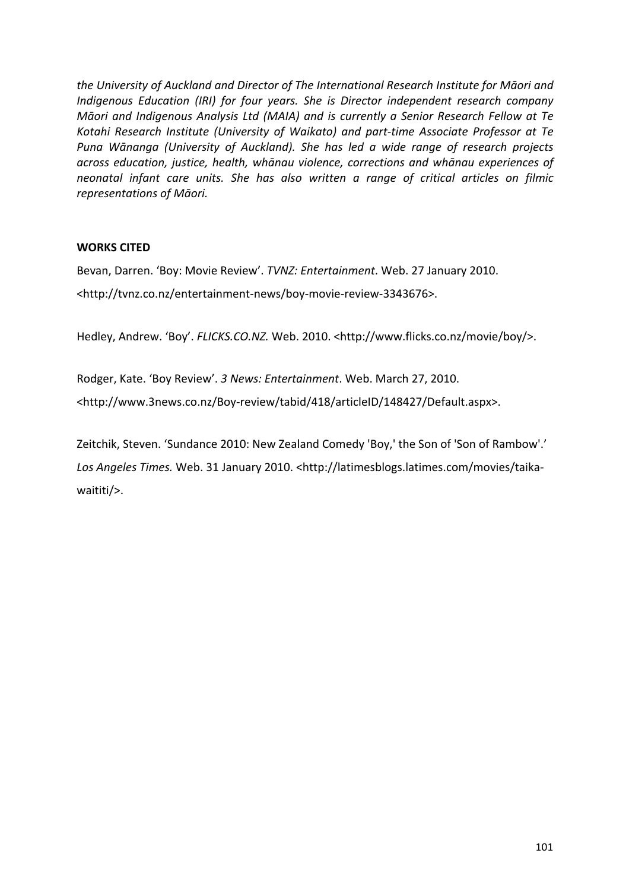*the University of Auckland and Director of The International Research Institute for Māori and Indigenous Education (IRI) for four years. She is Director independent research company Māori and Indigenous Analysis Ltd (MAIA) and is currently a Senior Research Fellow at Te Kotahi Research Institute (University of Waikato) and part-time Associate Professor at Te Puna Wānanga (University of Auckland). She has led a wide range of research projects across education, justice, health, whānau violence, corrections and whānau experiences of neonatal infant care units. She has also written a range of critical articles on filmic representations of Māori.*

**WORKS CITED**

Bevan, Darren. 'Boy: Movie Review'. *TVNZ: Entertainment*. Web. 27 January 2010. <http://tvnz.co.nz/entertainment-news/boy-movie-review-3343676>.

Hedley, Andrew. 'Boy'. *FLICKS.CO.NZ.* Web. 2010. <http://www.flicks.co.nz/movie/boy/>.

Rodger, Kate. 'Boy Review'. *3 News: Entertainment*. Web. March 27, 2010. <http://www.3news.co.nz/Boy-review/tabid/418/articleID/148427/Default.aspx>.

Zeitchik, Steven. 'Sundance 2010: New Zealand Comedy 'Boy,' the Son of 'Son of Rambow'.' *Los Angeles Times.* Web. 31 January 2010. <http://latimesblogs.latimes.com/movies/taika-waititi/>.